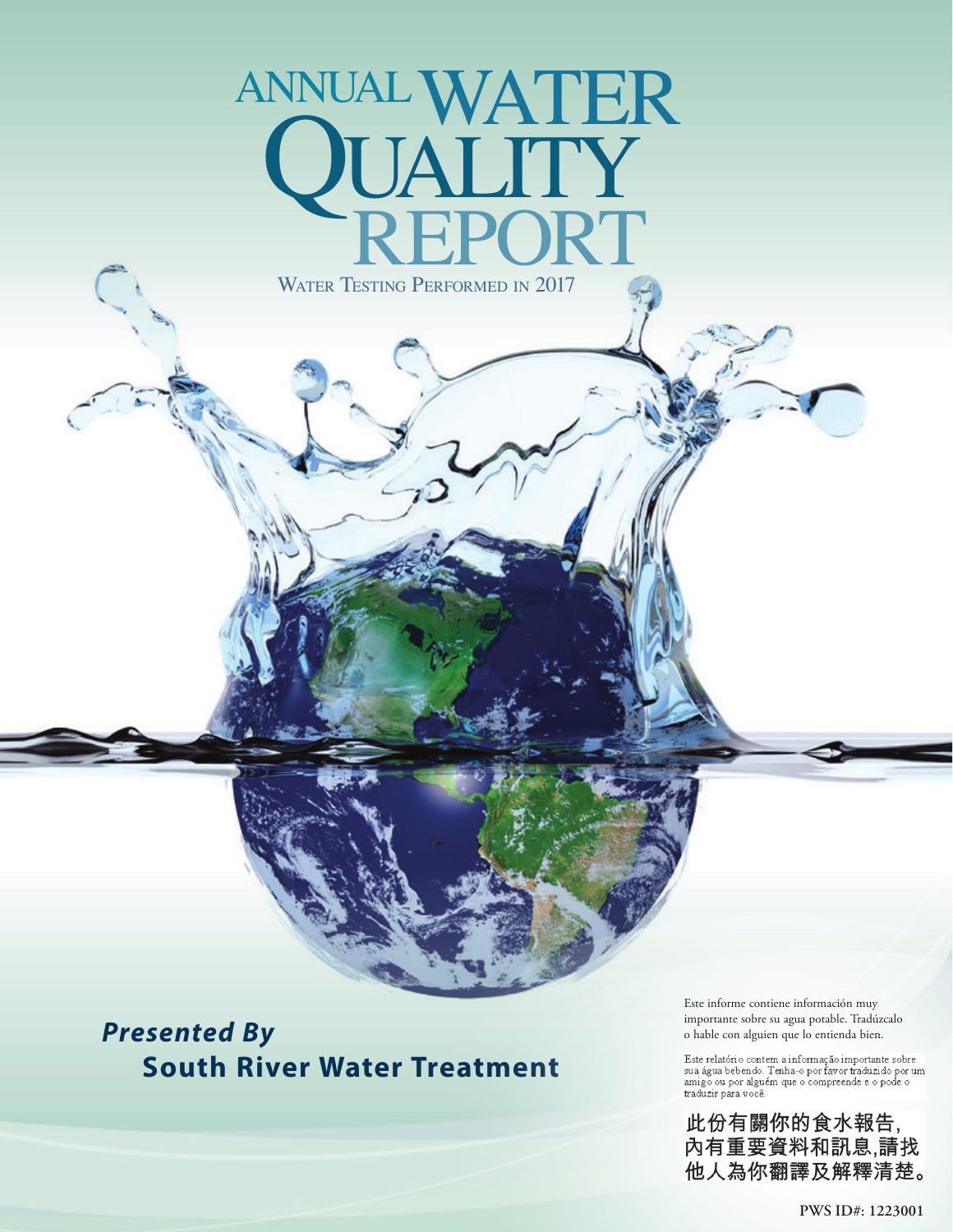# ANNUAL WATER QUALITY REPORT

WATER TESTING PERFORMED IN 2017

***Presented By***

**South River Water Treatment**

Este informe contiene información muy importante sobre su agua potable. Tradúzcalo o hable con alguien que lo entienda bien.

Este relatório contem a informação importante sobre sua água bebendo. Tenha-o por favor traduzido por um amigo ou por alguém que o compreende e o pode o traduzir para você.

此份有關你的食水報告，內有重要資料和訊息，請找他人為你翻譯及解釋清楚。

PWS ID#: 1223001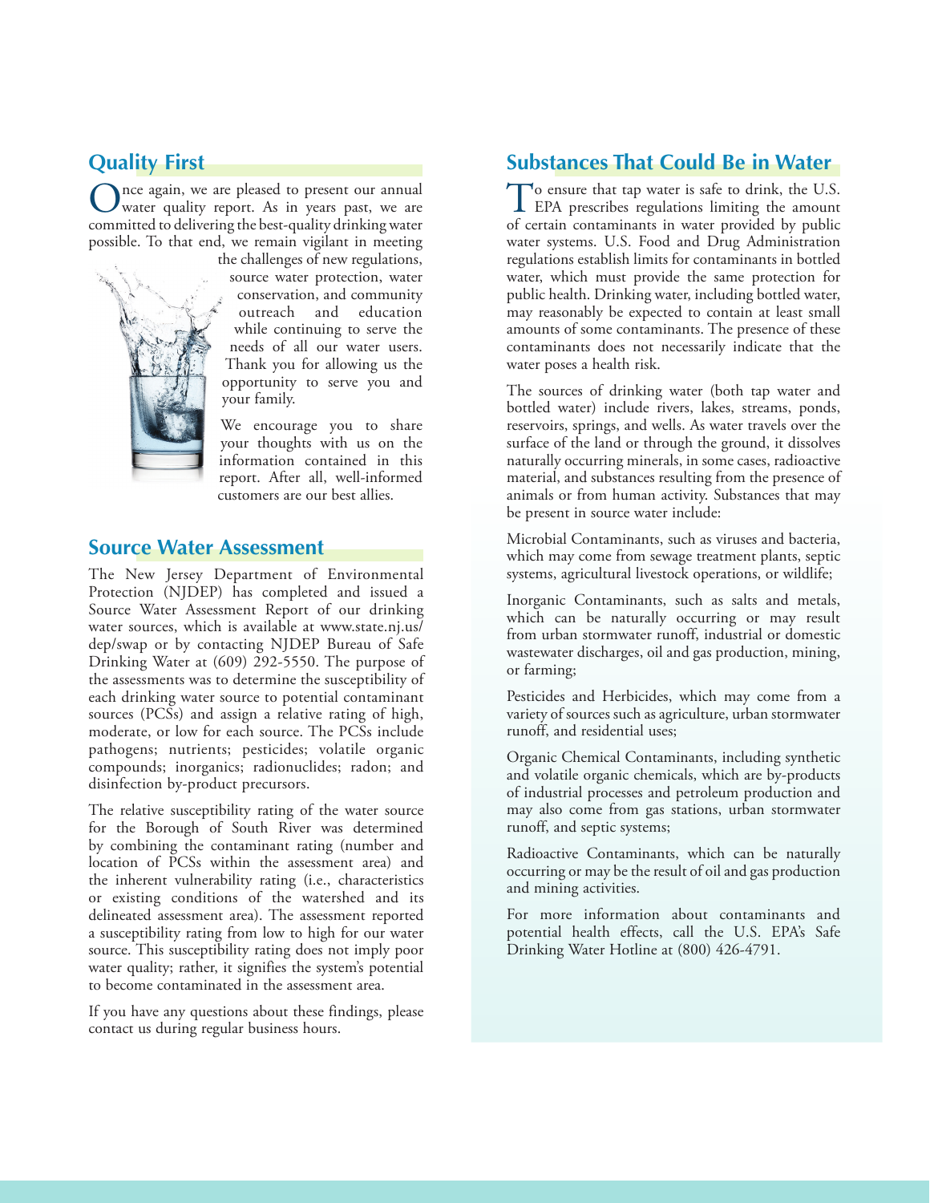## Quality First

Once again, we are pleased to present our annual water quality report. As in years past, we are committed to delivering the best-quality drinking water possible. To that end, we remain vigilant in meeting the challenges of new regulations, source water protection, water conservation, and community outreach and education while continuing to serve the needs of all our water users. Thank you for allowing us the opportunity to serve you and your family.

We encourage you to share your thoughts with us on the information contained in this report. After all, well-informed customers are our best allies.

## Source Water Assessment

The New Jersey Department of Environmental Protection (NJDEP) has completed and issued a Source Water Assessment Report of our drinking water sources, which is available at www.state.nj.us/dep/swap or by contacting NJDEP Bureau of Safe Drinking Water at (609) 292-5550. The purpose of the assessments was to determine the susceptibility of each drinking water source to potential contaminant sources (PCSs) and assign a relative rating of high, moderate, or low for each source. The PCSs include pathogens; nutrients; pesticides; volatile organic compounds; inorganics; radionuclides; radon; and disinfection by-product precursors.

The relative susceptibility rating of the water source for the Borough of South River was determined by combining the contaminant rating (number and location of PCSs within the assessment area) and the inherent vulnerability rating (i.e., characteristics or existing conditions of the watershed and its delineated assessment area). The assessment reported a susceptibility rating from low to high for our water source. This susceptibility rating does not imply poor water quality; rather, it signifies the system's potential to become contaminated in the assessment area.

If you have any questions about these findings, please contact us during regular business hours.

## Substances That Could Be in Water

To ensure that tap water is safe to drink, the U.S. EPA prescribes regulations limiting the amount of certain contaminants in water provided by public water systems. U.S. Food and Drug Administration regulations establish limits for contaminants in bottled water, which must provide the same protection for public health. Drinking water, including bottled water, may reasonably be expected to contain at least small amounts of some contaminants. The presence of these contaminants does not necessarily indicate that the water poses a health risk.

The sources of drinking water (both tap water and bottled water) include rivers, lakes, streams, ponds, reservoirs, springs, and wells. As water travels over the surface of the land or through the ground, it dissolves naturally occurring minerals, in some cases, radioactive material, and substances resulting from the presence of animals or from human activity. Substances that may be present in source water include:

Microbial Contaminants, such as viruses and bacteria, which may come from sewage treatment plants, septic systems, agricultural livestock operations, or wildlife;

Inorganic Contaminants, such as salts and metals, which can be naturally occurring or may result from urban stormwater runoff, industrial or domestic wastewater discharges, oil and gas production, mining, or farming;

Pesticides and Herbicides, which may come from a variety of sources such as agriculture, urban stormwater runoff, and residential uses;

Organic Chemical Contaminants, including synthetic and volatile organic chemicals, which are by-products of industrial processes and petroleum production and may also come from gas stations, urban stormwater runoff, and septic systems;

Radioactive Contaminants, which can be naturally occurring or may be the result of oil and gas production and mining activities.

For more information about contaminants and potential health effects, call the U.S. EPA's Safe Drinking Water Hotline at (800) 426-4791.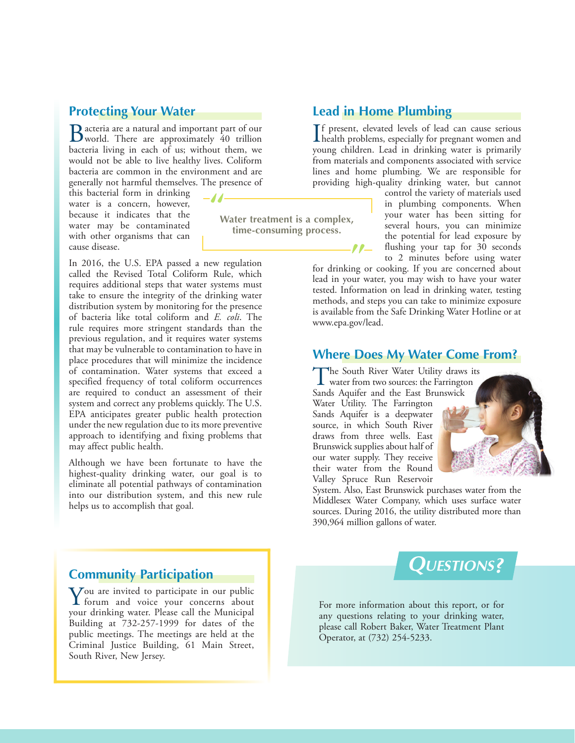## Protecting Your Water

Bacteria are a natural and important part of our world. There are approximately 40 trillion bacteria living in each of us; without them, we would not be able to live healthy lives. Coliform bacteria are common in the environment and are generally not harmful themselves. The presence of this bacterial form in drinking water is a concern, however, because it indicates that the water may be contaminated with other organisms that can cause disease.

> "Water treatment is a complex, time-consuming process."

In 2016, the U.S. EPA passed a new regulation called the Revised Total Coliform Rule, which requires additional steps that water systems must take to ensure the integrity of the drinking water distribution system by monitoring for the presence of bacteria like total coliform and *E. coli*. The rule requires more stringent standards than the previous regulation, and it requires water systems that may be vulnerable to contamination to have in place procedures that will minimize the incidence of contamination. Water systems that exceed a specified frequency of total coliform occurrences are required to conduct an assessment of their system and correct any problems quickly. The U.S. EPA anticipates greater public health protection under the new regulation due to its more preventive approach to identifying and fixing problems that may affect public health.

Although we have been fortunate to have the highest-quality drinking water, our goal is to eliminate all potential pathways of contamination into our distribution system, and this new rule helps us to accomplish that goal.

## Lead in Home Plumbing

If present, elevated levels of lead can cause serious health problems, especially for pregnant women and young children. Lead in drinking water is primarily from materials and components associated with service lines and home plumbing. We are responsible for providing high-quality drinking water, but cannot control the variety of materials used in plumbing components. When your water has been sitting for several hours, you can minimize the potential for lead exposure by flushing your tap for 30 seconds to 2 minutes before using water for drinking or cooking. If you are concerned about lead in your water, you may wish to have your water tested. Information on lead in drinking water, testing methods, and steps you can take to minimize exposure is available from the Safe Drinking Water Hotline or at www.epa.gov/lead.

## Where Does My Water Come From?

The South River Water Utility draws its water from two sources: the Farrington Sands Aquifer and the East Brunswick Water Utility. The Farrington Sands Aquifer is a deepwater source, in which South River draws from three wells. East Brunswick supplies about half of our water supply. They receive their water from the Round Valley Spruce Run Reservoir System. Also, East Brunswick purchases water from the Middlesex Water Company, which uses surface water sources. During 2016, the utility distributed more than 390,964 million gallons of water.

## Community Participation

You are invited to participate in our public forum and voice your concerns about your drinking water. Please call the Municipal Building at 732-257-1999 for dates of the public meetings. The meetings are held at the Criminal Justice Building, 61 Main Street, South River, New Jersey.

## Questions?

For more information about this report, or for any questions relating to your drinking water, please call Robert Baker, Water Treatment Plant Operator, at (732) 254-5233.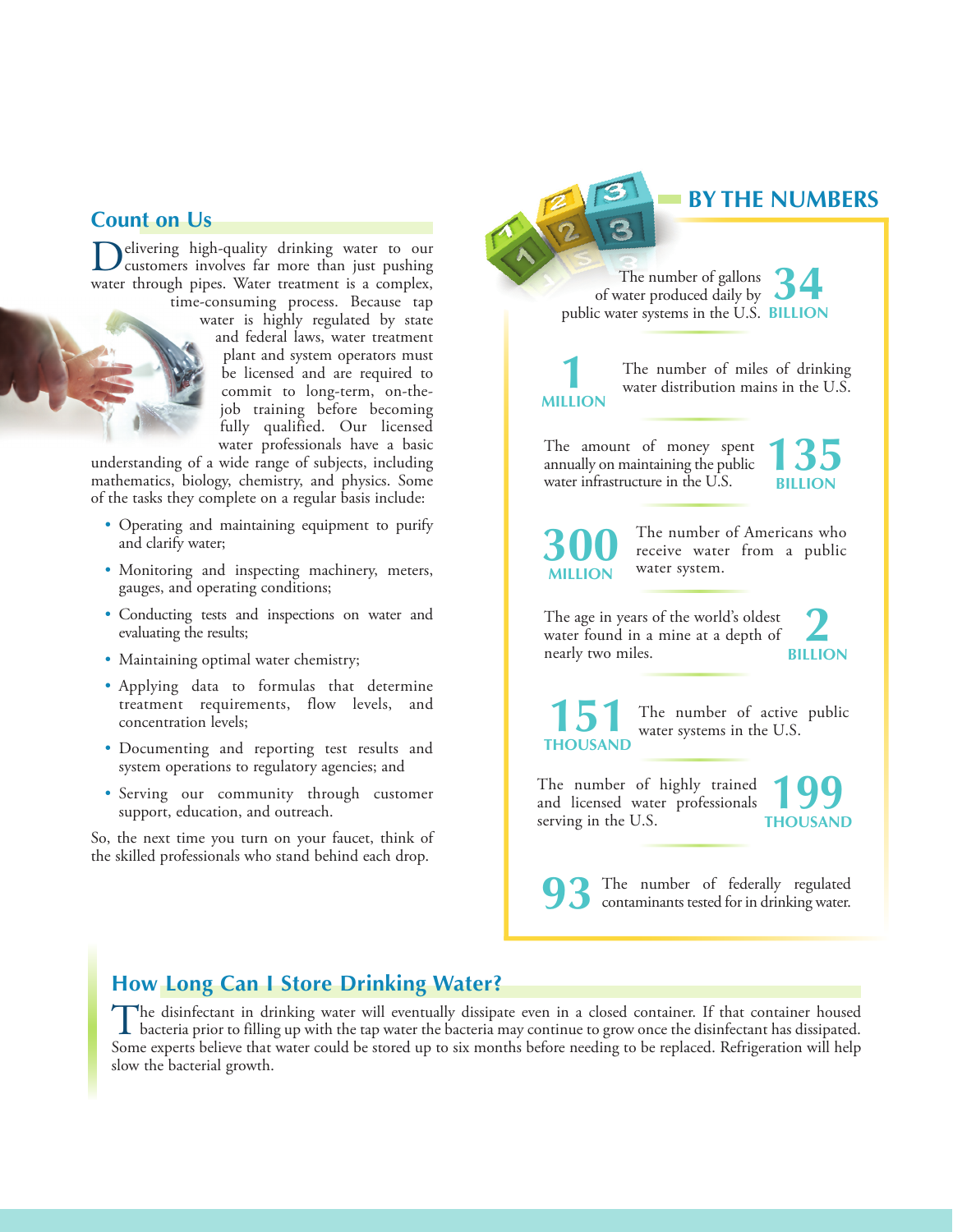## Count on Us

Delivering high-quality drinking water to our customers involves far more than just pushing water through pipes. Water treatment is a complex, time-consuming process. Because tap water is highly regulated by state and federal laws, water treatment plant and system operators must be licensed and are required to commit to long-term, on-the-job training before becoming fully qualified. Our licensed water professionals have a basic understanding of a wide range of subjects, including mathematics, biology, chemistry, and physics. Some of the tasks they complete on a regular basis include:

- Operating and maintaining equipment to purify and clarify water;
- Monitoring and inspecting machinery, meters, gauges, and operating conditions;
- Conducting tests and inspections on water and evaluating the results;
- Maintaining optimal water chemistry;
- Applying data to formulas that determine treatment requirements, flow levels, and concentration levels;
- Documenting and reporting test results and system operations to regulatory agencies; and
- Serving our community through customer support, education, and outreach.

So, the next time you turn on your faucet, think of the skilled professionals who stand behind each drop.

## BY THE NUMBERS

**34 BILLION** The number of gallons of water produced daily by public water systems in the U.S.

**1 MILLION** The number of miles of drinking water distribution mains in the U.S.

**135 BILLION** The amount of money spent annually on maintaining the public water infrastructure in the U.S.

**300 MILLION** The number of Americans who receive water from a public water system.

**2 BILLION** The age in years of the world's oldest water found in a mine at a depth of nearly two miles.

**151 THOUSAND** The number of active public water systems in the U.S.

**199 THOUSAND** The number of highly trained and licensed water professionals serving in the U.S.

**93** The number of federally regulated contaminants tested for in drinking water.

## How Long Can I Store Drinking Water?

The disinfectant in drinking water will eventually dissipate even in a closed container. If that container housed bacteria prior to filling up with the tap water the bacteria may continue to grow once the disinfectant has dissipated. Some experts believe that water could be stored up to six months before needing to be replaced. Refrigeration will help slow the bacterial growth.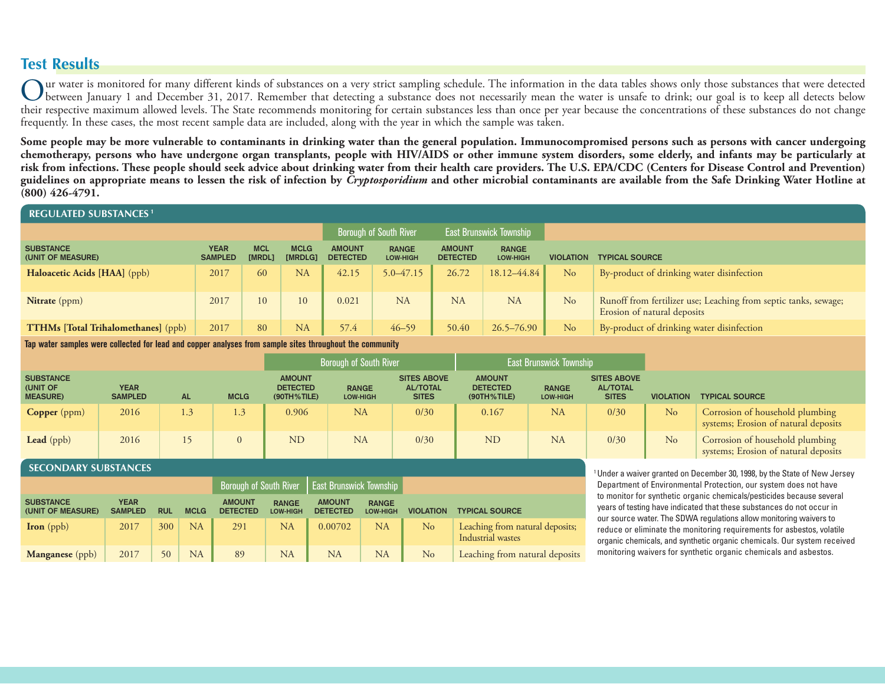## Test Results

Our water is monitored for many different kinds of substances on a very strict sampling schedule. The information in the data tables shows only those substances that were detected between January 1 and December 31, 2017. Remember that detecting a substance does not necessarily mean the water is unsafe to drink; our goal is to keep all detects below their respective maximum allowed levels. The State recommends monitoring for certain substances less than once per year because the concentrations of these substances do not change frequently. In these cases, the most recent sample data are included, along with the year in which the sample was taken.

**Some people may be more vulnerable to contaminants in drinking water than the general population. Immunocompromised persons such as persons with cancer undergoing chemotherapy, persons who have undergone organ transplants, people with HIV/AIDS or other immune system disorders, some elderly, and infants may be particularly at risk from infections. These people should seek advice about drinking water from their health care providers. The U.S. EPA/CDC (Centers for Disease Control and Prevention) guidelines on appropriate means to lessen the risk of infection by *Cryptosporidium* and other microbial contaminants are available from the Safe Drinking Water Hotline at (800) 426-4791.**

### REGULATED SUBSTANCES [1]

| | | | | Borough of South River | | East Brunswick Township | | | |
|---|---|---|---|---|---|---|---|---|---|
| SUBSTANCE (UNIT OF MEASURE) | YEAR SAMPLED | MCL [MRDL] | MCLG [MRDLG] | AMOUNT DETECTED | RANGE LOW-HIGH | AMOUNT DETECTED | RANGE LOW-HIGH | VIOLATION | TYPICAL SOURCE |
| **Haloacetic Acids [HAA]** (ppb) | 2017 | 60 | NA | 42.15 | 5.0–47.15 | 26.72 | 18.12–44.84 | No | By-product of drinking water disinfection |
| **Nitrate** (ppm) | 2017 | 10 | 10 | 0.021 | NA | NA | NA | No | Runoff from fertilizer use; Leaching from septic tanks, sewage; Erosion of natural deposits |
| **TTHMs [Total Trihalomethanes]** (ppb) | 2017 | 80 | NA | 57.4 | 46–59 | 50.40 | 26.5–76.90 | No | By-product of drinking water disinfection |

Tap water samples were collected for lead and copper analyses from sample sites throughout the community

| | | | | Borough of South River | | | East Brunswick Township | | | | |
|---|---|---|---|---|---|---|---|---|---|---|---|
| SUBSTANCE (UNIT OF MEASURE) | YEAR SAMPLED | AL | MCLG | AMOUNT DETECTED (90TH%TILE) | RANGE LOW-HIGH | SITES ABOVE AL/TOTAL SITES | AMOUNT DETECTED (90TH%TILE) | RANGE LOW-HIGH | SITES ABOVE AL/TOTAL SITES | VIOLATION | TYPICAL SOURCE |
| **Copper** (ppm) | 2016 | 1.3 | 1.3 | 0.906 | NA | 0/30 | 0.167 | NA | 0/30 | No | Corrosion of household plumbing systems; Erosion of natural deposits |
| **Lead** (ppb) | 2016 | 15 | 0 | ND | NA | 0/30 | ND | NA | 0/30 | No | Corrosion of household plumbing systems; Erosion of natural deposits |

### SECONDARY SUBSTANCES

| | | | | Borough of South River | | East Brunswick Township | | | |
|---|---|---|---|---|---|---|---|---|---|
| SUBSTANCE (UNIT OF MEASURE) | YEAR SAMPLED | RUL | MCLG | AMOUNT DETECTED | RANGE LOW-HIGH | AMOUNT DETECTED | RANGE LOW-HIGH | VIOLATION | TYPICAL SOURCE |
| **Iron** (ppb) | 2017 | 300 | NA | 291 | NA | 0.00702 | NA | No | Leaching from natural deposits; Industrial wastes |
| **Manganese** (ppb) | 2017 | 50 | NA | 89 | NA | NA | NA | No | Leaching from natural deposits |

[1] Under a waiver granted on December 30, 1998, by the State of New Jersey Department of Environmental Protection, our system does not have to monitor for synthetic organic chemicals/pesticides because several years of testing have indicated that these substances do not occur in our source water. The SDWA regulations allow monitoring waivers to reduce or eliminate the monitoring requirements for asbestos, volatile organic chemicals, and synthetic organic chemicals. Our system received monitoring waivers for synthetic organic chemicals and asbestos.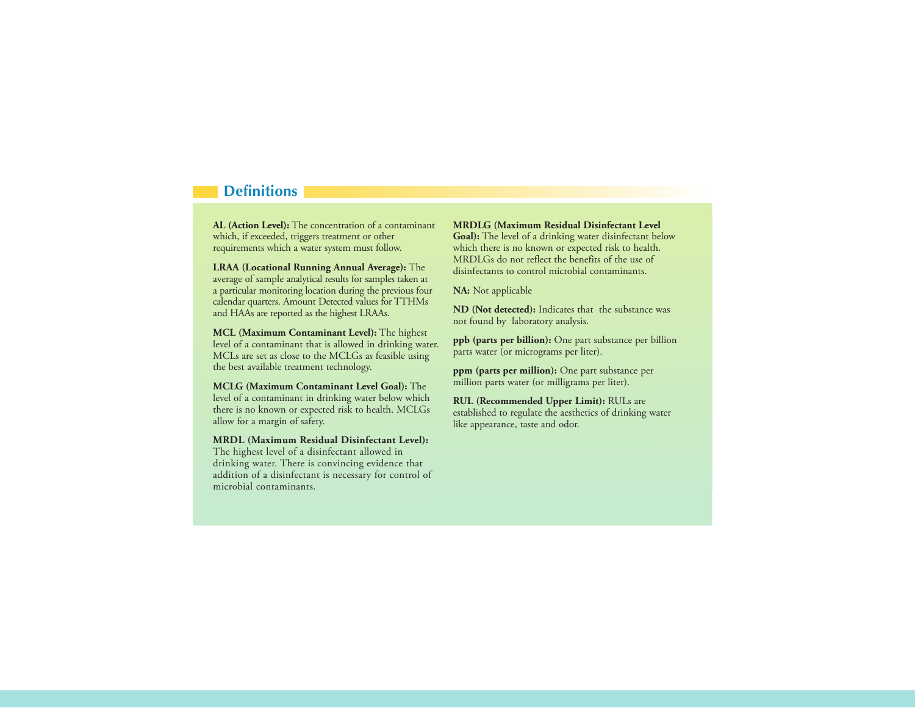## Definitions

**AL (Action Level):** The concentration of a contaminant which, if exceeded, triggers treatment or other requirements which a water system must follow.

**LRAA (Locational Running Annual Average):** The average of sample analytical results for samples taken at a particular monitoring location during the previous four calendar quarters. Amount Detected values for TTHMs and HAAs are reported as the highest LRAAs.

**MCL (Maximum Contaminant Level):** The highest level of a contaminant that is allowed in drinking water. MCLs are set as close to the MCLGs as feasible using the best available treatment technology.

**MCLG (Maximum Contaminant Level Goal):** The level of a contaminant in drinking water below which there is no known or expected risk to health. MCLGs allow for a margin of safety.

**MRDL (Maximum Residual Disinfectant Level):** The highest level of a disinfectant allowed in drinking water. There is convincing evidence that addition of a disinfectant is necessary for control of microbial contaminants.

**MRDLG (Maximum Residual Disinfectant Level Goal):** The level of a drinking water disinfectant below which there is no known or expected risk to health. MRDLGs do not reflect the benefits of the use of disinfectants to control microbial contaminants.

**NA:** Not applicable

**ND (Not detected):** Indicates that the substance was not found by laboratory analysis.

**ppb (parts per billion):** One part substance per billion parts water (or micrograms per liter).

**ppm (parts per million):** One part substance per million parts water (or milligrams per liter).

**RUL (Recommended Upper Limit):** RULs are established to regulate the aesthetics of drinking water like appearance, taste and odor.